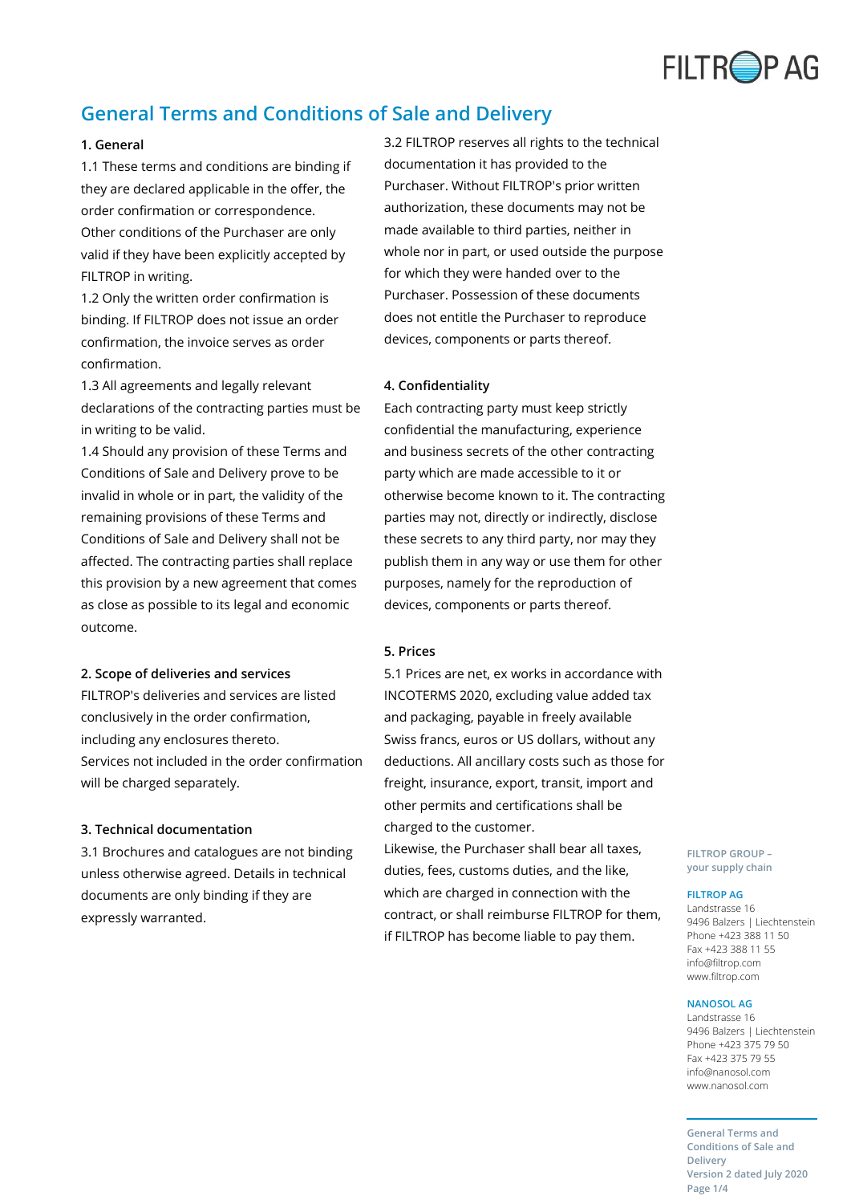# General Terms and Conditions of Sale and Delivery

## 1. General

1.1 These terms and conditions are binding if they are declared applicable in the offer, the order confirmation or correspondence. Other conditions of the Purchaser are only valid if they have been explicitly accepted by FILTROP in writing.

1.2 Only the written order confirmation is binding. If FILTROP does not issue an order confirmation, the invoice serves as order confirmation.

1.3 All agreements and legally relevant declarations of the contracting parties must be in writing to be valid.

1.4 Should any provision of these Terms and Conditions of Sale and Delivery prove to be invalid in whole or in part, the validity of the remaining provisions of these Terms and Conditions of Sale and Delivery shall not be affected. The contracting parties shall replace this provision by a new agreement that comes as close as possible to its legal and economic outcome.

## 2. Scope of deliveries and services

FILTROP's deliveries and services are listed conclusively in the order confirmation, including any enclosures thereto.
Services not included in the order confirmation will be charged separately.

## 3. Technical documentation

3.1 Brochures and catalogues are not binding unless otherwise agreed. Details in technical documents are only binding if they are expressly warranted.

3.2 FILTROP reserves all rights to the technical documentation it has provided to the Purchaser. Without FILTROP's prior written authorization, these documents may not be made available to third parties, neither in whole nor in part, or used outside the purpose for which they were handed over to the Purchaser. Possession of these documents does not entitle the Purchaser to reproduce devices, components or parts thereof.

## 4. Confidentiality

Each contracting party must keep strictly confidential the manufacturing, experience and business secrets of the other contracting party which are made accessible to it or otherwise become known to it. The contracting parties may not, directly or indirectly, disclose these secrets to any third party, nor may they publish them in any way or use them for other purposes, namely for the reproduction of devices, components or parts thereof.

## 5. Prices

5.1 Prices are net, ex works in accordance with INCOTERMS 2020, excluding value added tax and packaging, payable in freely available Swiss francs, euros or US dollars, without any deductions. All ancillary costs such as those for freight, insurance, export, transit, import and other permits and certifications shall be charged to the customer.
Likewise, the Purchaser shall bear all taxes, duties, fees, customs duties, and the like, which are charged in connection with the contract, or shall reimburse FILTROP for them, if FILTROP has become liable to pay them.

FILTROP GROUP – your supply chain

**FILTROP AG**
Landstrasse 16
9496 Balzers | Liechtenstein
Phone +423 388 11 50
Fax +423 388 11 55
info@filtrop.com
www.filtrop.com

**NANOSOL AG**
Landstrasse 16
9496 Balzers | Liechtenstein
Phone +423 375 79 50
Fax +423 375 79 55
info@nanosol.com
www.nanosol.com

General Terms and Conditions of Sale and Delivery
Version 2 dated July 2020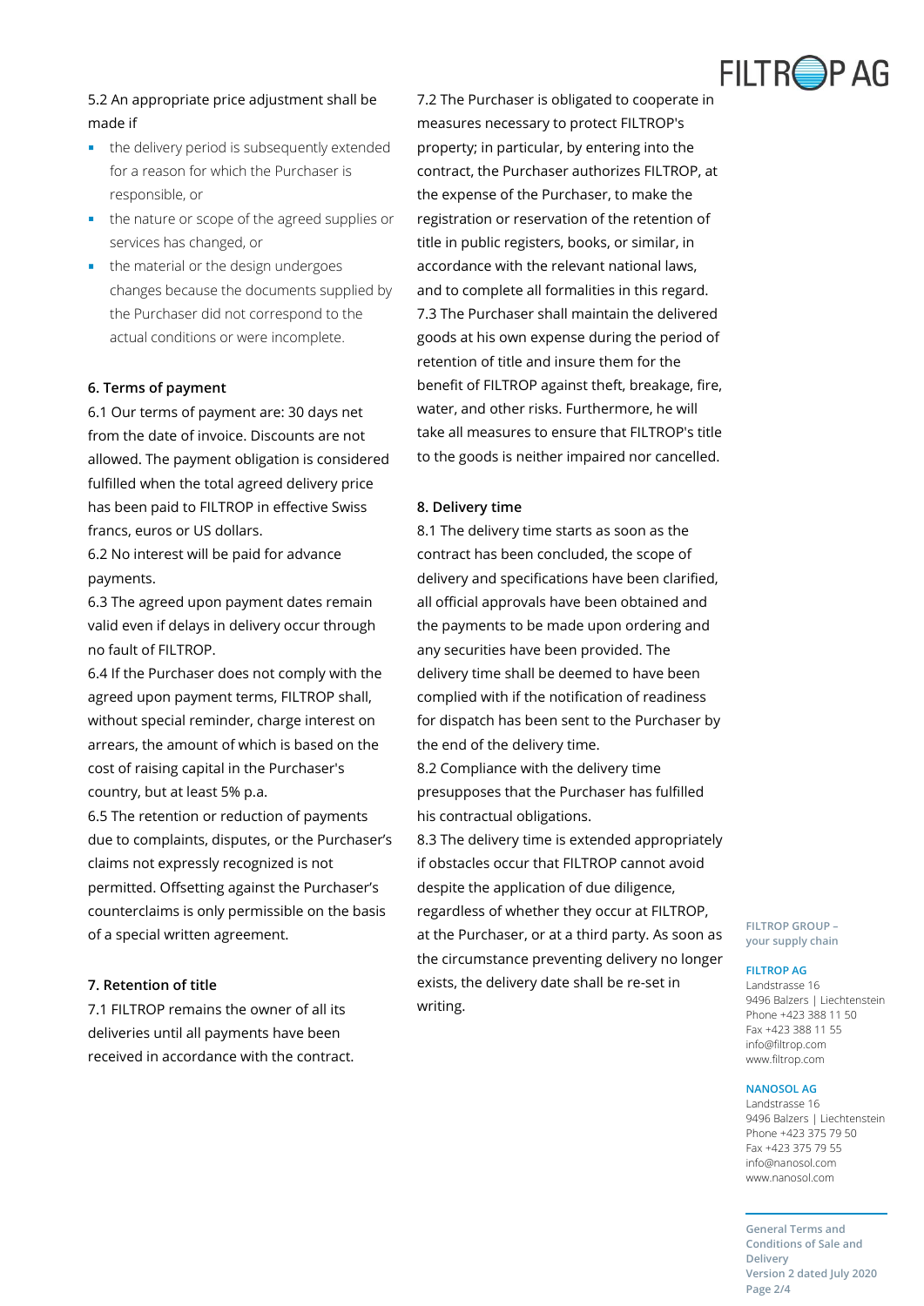5.2 An appropriate price adjustment shall be made if

- the delivery period is subsequently extended for a reason for which the Purchaser is responsible, or
- the nature or scope of the agreed supplies or services has changed, or
- the material or the design undergoes changes because the documents supplied by the Purchaser did not correspond to the actual conditions or were incomplete.

**6. Terms of payment**

6.1 Our terms of payment are: 30 days net from the date of invoice. Discounts are not allowed. The payment obligation is considered fulfilled when the total agreed delivery price has been paid to FILTROP in effective Swiss francs, euros or US dollars.

6.2 No interest will be paid for advance payments.

6.3 The agreed upon payment dates remain valid even if delays in delivery occur through no fault of FILTROP.

6.4 If the Purchaser does not comply with the agreed upon payment terms, FILTROP shall, without special reminder, charge interest on arrears, the amount of which is based on the cost of raising capital in the Purchaser's country, but at least 5% p.a.

6.5 The retention or reduction of payments due to complaints, disputes, or the Purchaser's claims not expressly recognized is not permitted. Offsetting against the Purchaser's counterclaims is only permissible on the basis of a special written agreement.

**7. Retention of title**

7.1 FILTROP remains the owner of all its deliveries until all payments have been received in accordance with the contract.

7.2 The Purchaser is obligated to cooperate in measures necessary to protect FILTROP's property; in particular, by entering into the contract, the Purchaser authorizes FILTROP, at the expense of the Purchaser, to make the registration or reservation of the retention of title in public registers, books, or similar, in accordance with the relevant national laws, and to complete all formalities in this regard.

7.3 The Purchaser shall maintain the delivered goods at his own expense during the period of retention of title and insure them for the benefit of FILTROP against theft, breakage, fire, water, and other risks. Furthermore, he will take all measures to ensure that FILTROP's title to the goods is neither impaired nor cancelled.

**8. Delivery time**

8.1 The delivery time starts as soon as the contract has been concluded, the scope of delivery and specifications have been clarified, all official approvals have been obtained and the payments to be made upon ordering and any securities have been provided. The delivery time shall be deemed to have been complied with if the notification of readiness for dispatch has been sent to the Purchaser by the end of the delivery time.

8.2 Compliance with the delivery time presupposes that the Purchaser has fulfilled his contractual obligations.

8.3 The delivery time is extended appropriately if obstacles occur that FILTROP cannot avoid despite the application of due diligence, regardless of whether they occur at FILTROP, at the Purchaser, or at a third party. As soon as the circumstance preventing delivery no longer exists, the delivery date shall be re-set in writing.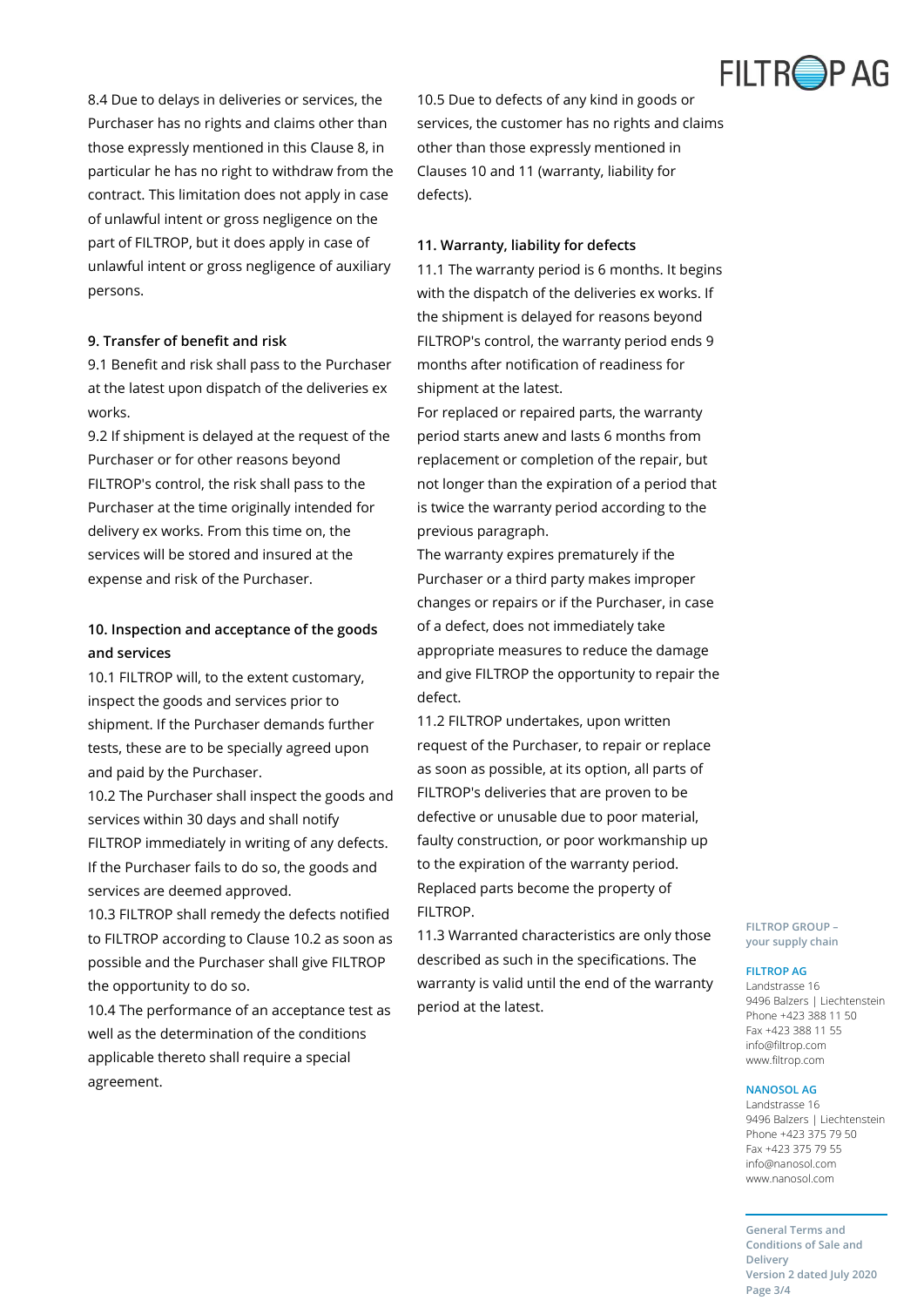8.4 Due to delays in deliveries or services, the Purchaser has no rights and claims other than those expressly mentioned in this Clause 8, in particular he has no right to withdraw from the contract. This limitation does not apply in case of unlawful intent or gross negligence on the part of FILTROP, but it does apply in case of unlawful intent or gross negligence of auxiliary persons.

**9. Transfer of benefit and risk**

9.1 Benefit and risk shall pass to the Purchaser at the latest upon dispatch of the deliveries ex works.

9.2 If shipment is delayed at the request of the Purchaser or for other reasons beyond FILTROP's control, the risk shall pass to the Purchaser at the time originally intended for delivery ex works. From this time on, the services will be stored and insured at the expense and risk of the Purchaser.

**10. Inspection and acceptance of the goods and services**

10.1 FILTROP will, to the extent customary, inspect the goods and services prior to shipment. If the Purchaser demands further tests, these are to be specially agreed upon and paid by the Purchaser.

10.2 The Purchaser shall inspect the goods and services within 30 days and shall notify FILTROP immediately in writing of any defects. If the Purchaser fails to do so, the goods and services are deemed approved.

10.3 FILTROP shall remedy the defects notified to FILTROP according to Clause 10.2 as soon as possible and the Purchaser shall give FILTROP the opportunity to do so.

10.4 The performance of an acceptance test as well as the determination of the conditions applicable thereto shall require a special agreement.

10.5 Due to defects of any kind in goods or services, the customer has no rights and claims other than those expressly mentioned in Clauses 10 and 11 (warranty, liability for defects).

**11. Warranty, liability for defects**

11.1 The warranty period is 6 months. It begins with the dispatch of the deliveries ex works. If the shipment is delayed for reasons beyond FILTROP's control, the warranty period ends 9 months after notification of readiness for shipment at the latest.

For replaced or repaired parts, the warranty period starts anew and lasts 6 months from replacement or completion of the repair, but not longer than the expiration of a period that is twice the warranty period according to the previous paragraph.

The warranty expires prematurely if the Purchaser or a third party makes improper changes or repairs or if the Purchaser, in case of a defect, does not immediately take appropriate measures to reduce the damage and give FILTROP the opportunity to repair the defect.

11.2 FILTROP undertakes, upon written request of the Purchaser, to repair or replace as soon as possible, at its option, all parts of FILTROP's deliveries that are proven to be defective or unusable due to poor material, faulty construction, or poor workmanship up to the expiration of the warranty period. Replaced parts become the property of FILTROP.

11.3 Warranted characteristics are only those described as such in the specifications. The warranty is valid until the end of the warranty period at the latest.

**FILTROP GROUP – your supply chain**

**FILTROP AG**
Landstrasse 16
9496 Balzers | Liechtenstein
Phone +423 388 11 50
Fax +423 388 11 55
info@filtrop.com
www.filtrop.com

**NANOSOL AG**
Landstrasse 16
9496 Balzers | Liechtenstein
Phone +423 375 79 50
Fax +423 375 79 55
info@nanosol.com
www.nanosol.com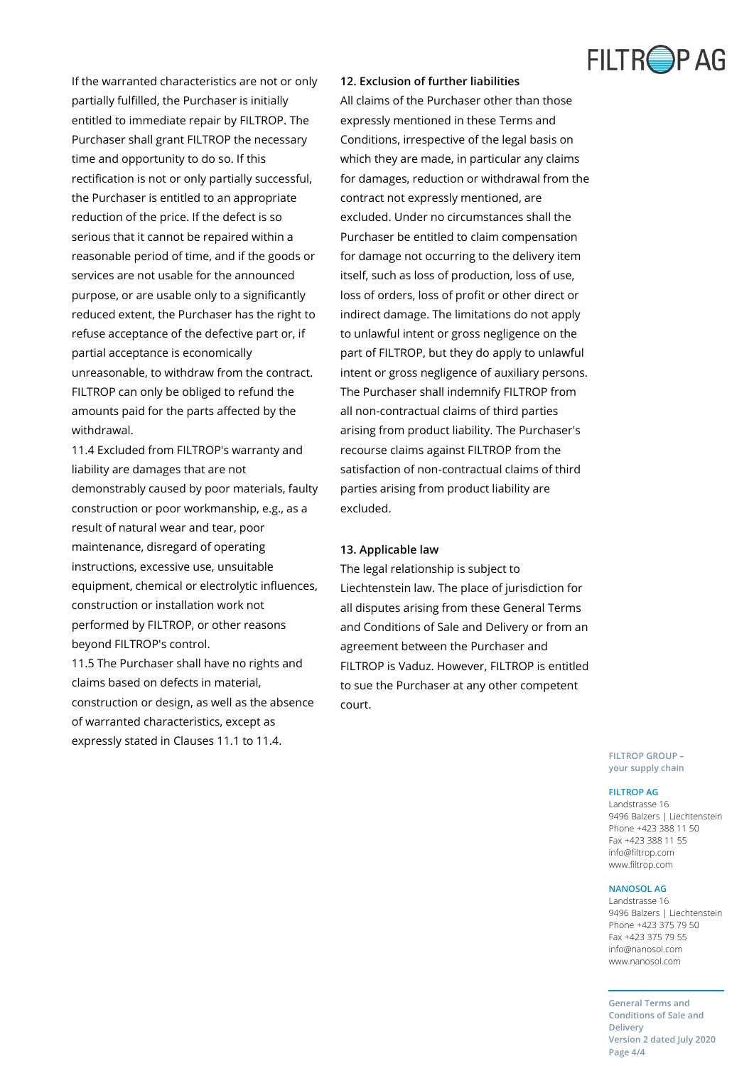If the warranted characteristics are not or only partially fulfilled, the Purchaser is initially entitled to immediate repair by FILTROP. The Purchaser shall grant FILTROP the necessary time and opportunity to do so. If this rectification is not or only partially successful, the Purchaser is entitled to an appropriate reduction of the price. If the defect is so serious that it cannot be repaired within a reasonable period of time, and if the goods or services are not usable for the announced purpose, or are usable only to a significantly reduced extent, the Purchaser has the right to refuse acceptance of the defective part or, if partial acceptance is economically unreasonable, to withdraw from the contract. FILTROP can only be obliged to refund the amounts paid for the parts affected by the withdrawal.

11.4 Excluded from FILTROP's warranty and liability are damages that are not demonstrably caused by poor materials, faulty construction or poor workmanship, e.g., as a result of natural wear and tear, poor maintenance, disregard of operating instructions, excessive use, unsuitable equipment, chemical or electrolytic influences, construction or installation work not performed by FILTROP, or other reasons beyond FILTROP's control.

11.5 The Purchaser shall have no rights and claims based on defects in material, construction or design, as well as the absence of warranted characteristics, except as expressly stated in Clauses 11.1 to 11.4.

## 12. Exclusion of further liabilities

All claims of the Purchaser other than those expressly mentioned in these Terms and Conditions, irrespective of the legal basis on which they are made, in particular any claims for damages, reduction or withdrawal from the contract not expressly mentioned, are excluded. Under no circumstances shall the Purchaser be entitled to claim compensation for damage not occurring to the delivery item itself, such as loss of production, loss of use, loss of orders, loss of profit or other direct or indirect damage. The limitations do not apply to unlawful intent or gross negligence on the part of FILTROP, but they do apply to unlawful intent or gross negligence of auxiliary persons. The Purchaser shall indemnify FILTROP from all non-contractual claims of third parties arising from product liability. The Purchaser's recourse claims against FILTROP from the satisfaction of non-contractual claims of third parties arising from product liability are excluded.

## 13. Applicable law

The legal relationship is subject to Liechtenstein law. The place of jurisdiction for all disputes arising from these General Terms and Conditions of Sale and Delivery or from an agreement between the Purchaser and FILTROP is Vaduz. However, FILTROP is entitled to sue the Purchaser at any other competent court.

**FILTROP GROUP – your supply chain**

**FILTROP AG**
Landstrasse 16
9496 Balzers | Liechtenstein
Phone +423 388 11 50
Fax +423 388 11 55
info@filtrop.com
www.filtrop.com

**NANOSOL AG**
Landstrasse 16
9496 Balzers | Liechtenstein
Phone +423 375 79 50
Fax +423 375 79 55
info@nanosol.com
www.nanosol.com